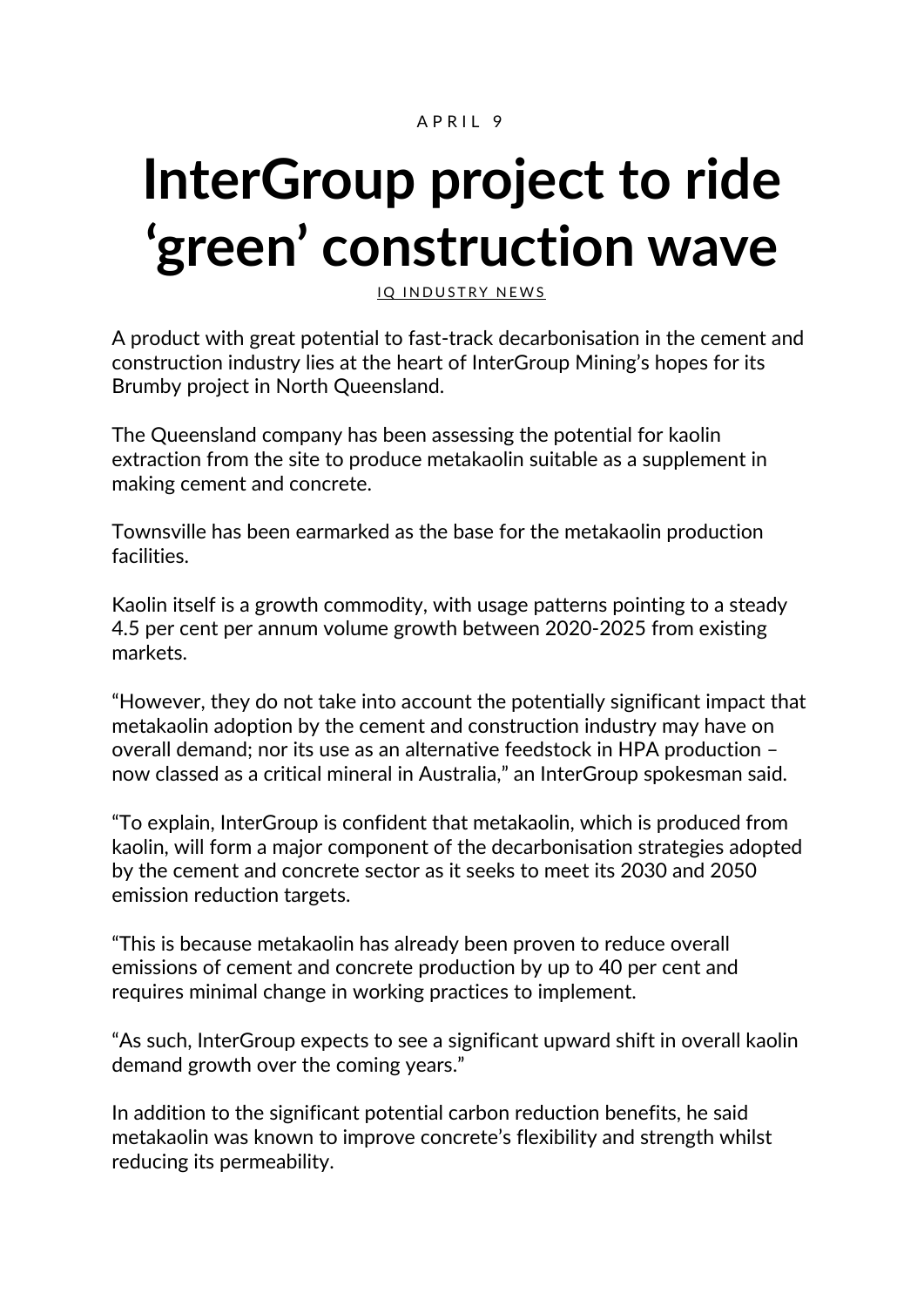APRIL 9

# InterGroup project to ride 'green' construction wave

IQ INDUSTRY NEWS

A product with great potential to fast-track decarbonisation in the cement and construction industry lies at the heart of InterGroup Mining's hopes for its Brumby project in North Queensland.

The Queensland company has been assessing the potential for kaolin extraction from the site to produce metakaolin suitable as a supplement in making cement and concrete.

Townsville has been earmarked as the base for the metakaolin production facilities.

Kaolin itself is a growth commodity, with usage patterns pointing to a steady 4.5 per cent per annum volume growth between 2020-2025 from existing markets.

"However, they do not take into account the potentially significant impact that metakaolin adoption by the cement and construction industry may have on overall demand; nor its use as an alternative feedstock in HPA production – now classed as a critical mineral in Australia," an InterGroup spokesman said.

"To explain, InterGroup is confident that metakaolin, which is produced from kaolin, will form a major component of the decarbonisation strategies adopted by the cement and concrete sector as it seeks to meet its 2030 and 2050 emission reduction targets.

"This is because metakaolin has already been proven to reduce overall emissions of cement and concrete production by up to 40 per cent and requires minimal change in working practices to implement.

"As such, InterGroup expects to see a significant upward shift in overall kaolin demand growth over the coming years."

In addition to the significant potential carbon reduction benefits, he said metakaolin was known to improve concrete's flexibility and strength whilst reducing its permeability.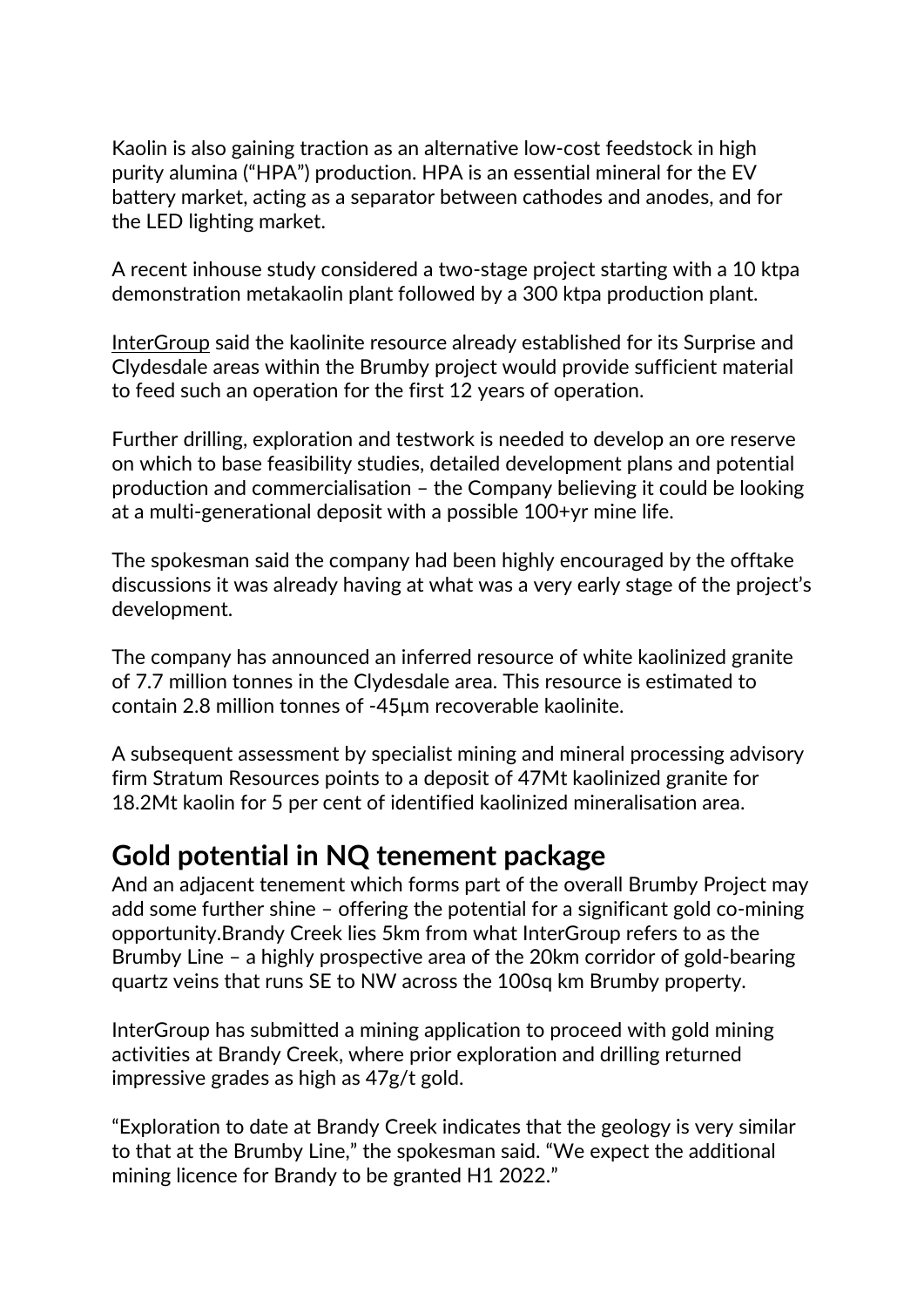Kaolin is also gaining traction as an alternative low-cost feedstock in high purity alumina ("HPA") production. HPA is an essential mineral for the EV battery market, acting as a separator between cathodes and anodes, and for the LED lighting market.

A recent inhouse study considered a two-stage project starting with a 10 ktpa demonstration metakaolin plant followed by a 300 ktpa production plant.

InterGroup said the kaolinite resource already established for its Surprise and Clydesdale areas within the Brumby project would provide sufficient material to feed such an operation for the first 12 years of operation.

Further drilling, exploration and testwork is needed to develop an ore reserve on which to base feasibility studies, detailed development plans and potential production and commercialisation – the Company believing it could be looking at a multi-generational deposit with a possible 100+yr mine life.

The spokesman said the company had been highly encouraged by the offtake discussions it was already having at what was a very early stage of the project's development.

The company has announced an inferred resource of white kaolinized granite of 7.7 million tonnes in the Clydesdale area. This resource is estimated to contain 2.8 million tonnes of -45µm recoverable kaolinite.

A subsequent assessment by specialist mining and mineral processing advisory firm Stratum Resources points to a deposit of 47Mt kaolinized granite for 18.2Mt kaolin for 5 per cent of identified kaolinized mineralisation area.

## Gold potential in NQ tenement package

And an adjacent tenement which forms part of the overall Brumby Project may add some further shine – offering the potential for a significant gold co-mining opportunity.Brandy Creek lies 5km from what InterGroup refers to as the Brumby Line – a highly prospective area of the 20km corridor of gold-bearing quartz veins that runs SE to NW across the 100sq km Brumby property.

InterGroup has submitted a mining application to proceed with gold mining activities at Brandy Creek, where prior exploration and drilling returned impressive grades as high as 47g/t gold.

"Exploration to date at Brandy Creek indicates that the geology is very similar to that at the Brumby Line," the spokesman said. "We expect the additional mining licence for Brandy to be granted H1 2022."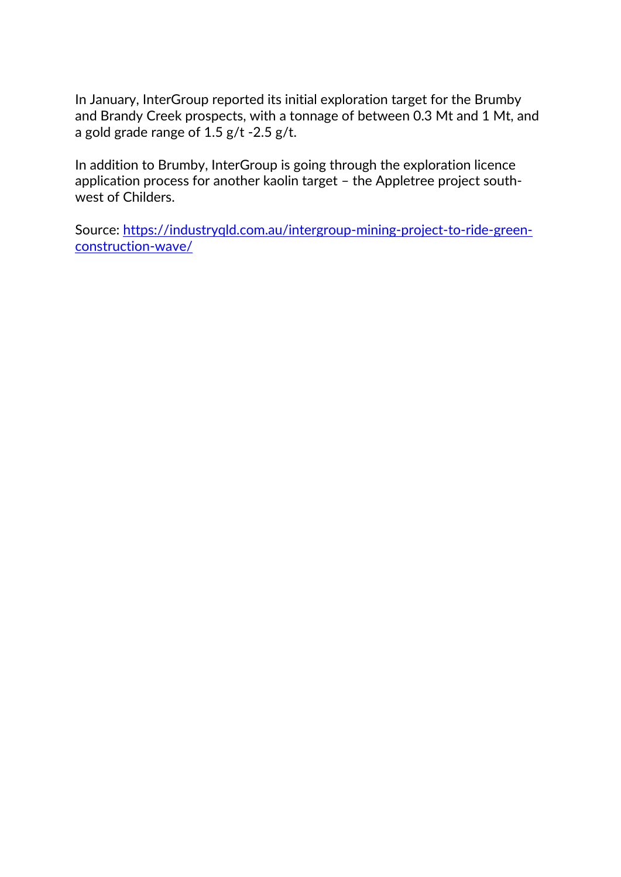In January, InterGroup reported its initial exploration target for the Brumby and Brandy Creek prospects, with a tonnage of between 0.3 Mt and 1 Mt, and a gold grade range of 1.5 g/t -2.5 g/t.

In addition to Brumby, InterGroup is going through the exploration licence application process for another kaolin target – the Appletree project south-west of Childers.

Source: [https://industryqld.com.au/intergroup-mining-project-to-ride-green-construction-wave/](https://industryqld.com.au/intergroup-mining-project-to-ride-green-construction-wave/)